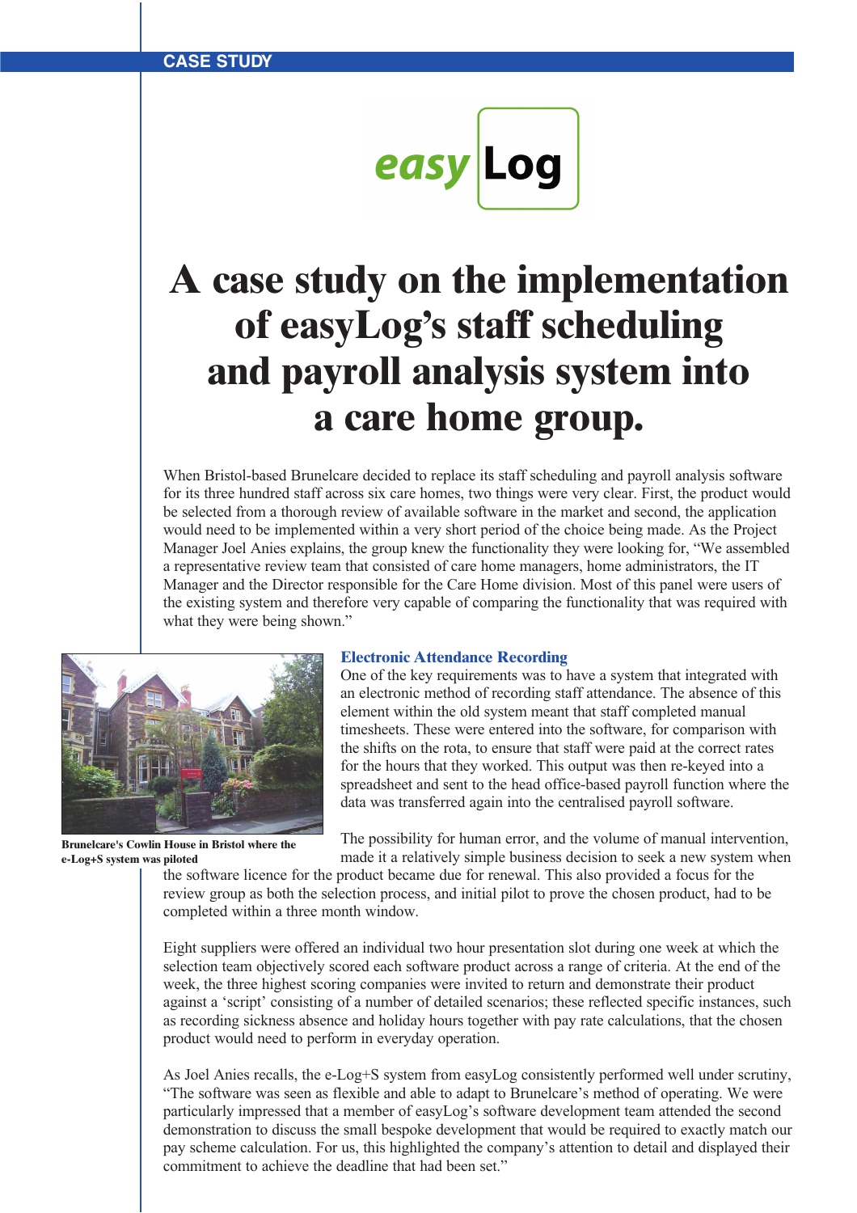CASE STUDY

easy Log

# A case study on the implementation of easyLog's staff scheduling and payroll analysis system into a care home group.

When Bristol-based Brunelcare decided to replace its staff scheduling and payroll analysis software for its three hundred staff across six care homes, two things were very clear. First, the product would be selected from a thorough review of available software in the market and second, the application would need to be implemented within a very short period of the choice being made. As the Project Manager Joel Anies explains, the group knew the functionality they were looking for, "We assembled a representative review team that consisted of care home managers, home administrators, the IT Manager and the Director responsible for the Care Home division. Most of this panel were users of the existing system and therefore very capable of comparing the functionality that was required with what they were being shown."

**Brunelcare's Cowlin House in Bristol where the e-Log+S system was piloted**

### Electronic Attendance Recording

One of the key requirements was to have a system that integrated with an electronic method of recording staff attendance. The absence of this element within the old system meant that staff completed manual timesheets. These were entered into the software, for comparison with the shifts on the rota, to ensure that staff were paid at the correct rates for the hours that they worked. This output was then re-keyed into a spreadsheet and sent to the head office-based payroll function where the data was transferred again into the centralised payroll software.

The possibility for human error, and the volume of manual intervention, made it a relatively simple business decision to seek a new system when the software licence for the product became due for renewal. This also provided a focus for the review group as both the selection process, and initial pilot to prove the chosen product, had to be completed within a three month window.

Eight suppliers were offered an individual two hour presentation slot during one week at which the selection team objectively scored each software product across a range of criteria. At the end of the week, the three highest scoring companies were invited to return and demonstrate their product against a 'script' consisting of a number of detailed scenarios; these reflected specific instances, such as recording sickness absence and holiday hours together with pay rate calculations, that the chosen product would need to perform in everyday operation.

As Joel Anies recalls, the e-Log+S system from easyLog consistently performed well under scrutiny, "The software was seen as flexible and able to adapt to Brunelcare's method of operating. We were particularly impressed that a member of easyLog's software development team attended the second demonstration to discuss the small bespoke development that would be required to exactly match our pay scheme calculation. For us, this highlighted the company's attention to detail and displayed their commitment to achieve the deadline that had been set."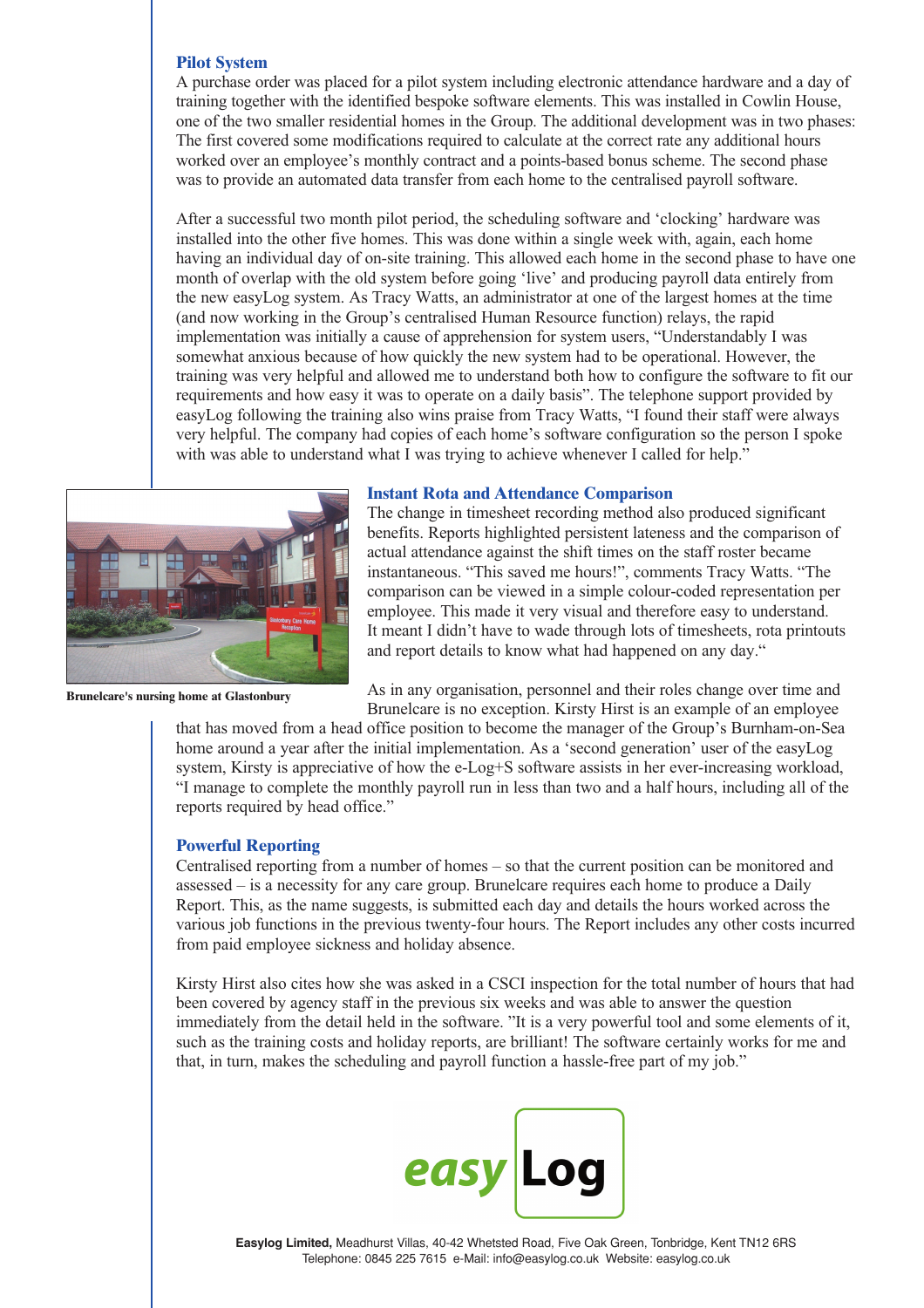## Pilot System

A purchase order was placed for a pilot system including electronic attendance hardware and a day of training together with the identified bespoke software elements. This was installed in Cowlin House, one of the two smaller residential homes in the Group. The additional development was in two phases: The first covered some modifications required to calculate at the correct rate any additional hours worked over an employee's monthly contract and a points-based bonus scheme. The second phase was to provide an automated data transfer from each home to the centralised payroll software.

After a successful two month pilot period, the scheduling software and 'clocking' hardware was installed into the other five homes. This was done within a single week with, again, each home having an individual day of on-site training. This allowed each home in the second phase to have one month of overlap with the old system before going 'live' and producing payroll data entirely from the new easyLog system. As Tracy Watts, an administrator at one of the largest homes at the time (and now working in the Group's centralised Human Resource function) relays, the rapid implementation was initially a cause of apprehension for system users, "Understandably I was somewhat anxious because of how quickly the new system had to be operational. However, the training was very helpful and allowed me to understand both how to configure the software to fit our requirements and how easy it was to operate on a daily basis". The telephone support provided by easyLog following the training also wins praise from Tracy Watts, "I found their staff were always very helpful. The company had copies of each home's software configuration so the person I spoke with was able to understand what I was trying to achieve whenever I called for help."

**Brunelcare's nursing home at Glastonbury**

## Instant Rota and Attendance Comparison

The change in timesheet recording method also produced significant benefits. Reports highlighted persistent lateness and the comparison of actual attendance against the shift times on the staff roster became instantaneous. "This saved me hours!", comments Tracy Watts. "The comparison can be viewed in a simple colour-coded representation per employee. This made it very visual and therefore easy to understand. It meant I didn't have to wade through lots of timesheets, rota printouts and report details to know what had happened on any day."

As in any organisation, personnel and their roles change over time and Brunelcare is no exception. Kirsty Hirst is an example of an employee that has moved from a head office position to become the manager of the Group's Burnham-on-Sea home around a year after the initial implementation. As a 'second generation' user of the easyLog system, Kirsty is appreciative of how the e-Log+S software assists in her ever-increasing workload, "I manage to complete the monthly payroll run in less than two and a half hours, including all of the reports required by head office."

## Powerful Reporting

Centralised reporting from a number of homes – so that the current position can be monitored and assessed – is a necessity for any care group. Brunelcare requires each home to produce a Daily Report. This, as the name suggests, is submitted each day and details the hours worked across the various job functions in the previous twenty-four hours. The Report includes any other costs incurred from paid employee sickness and holiday absence.

Kirsty Hirst also cites how she was asked in a CSCI inspection for the total number of hours that had been covered by agency staff in the previous six weeks and was able to answer the question immediately from the detail held in the software. "It is a very powerful tool and some elements of it, such as the training costs and holiday reports, are brilliant! The software certainly works for me and that, in turn, makes the scheduling and payroll function a hassle-free part of my job."

easy Log

**Easylog Limited,** Meadhurst Villas, 40-42 Whetsted Road, Five Oak Green, Tonbridge, Kent TN12 6RS
Telephone: 0845 225 7615 e-Mail: info@easylog.co.uk Website: easylog.co.uk